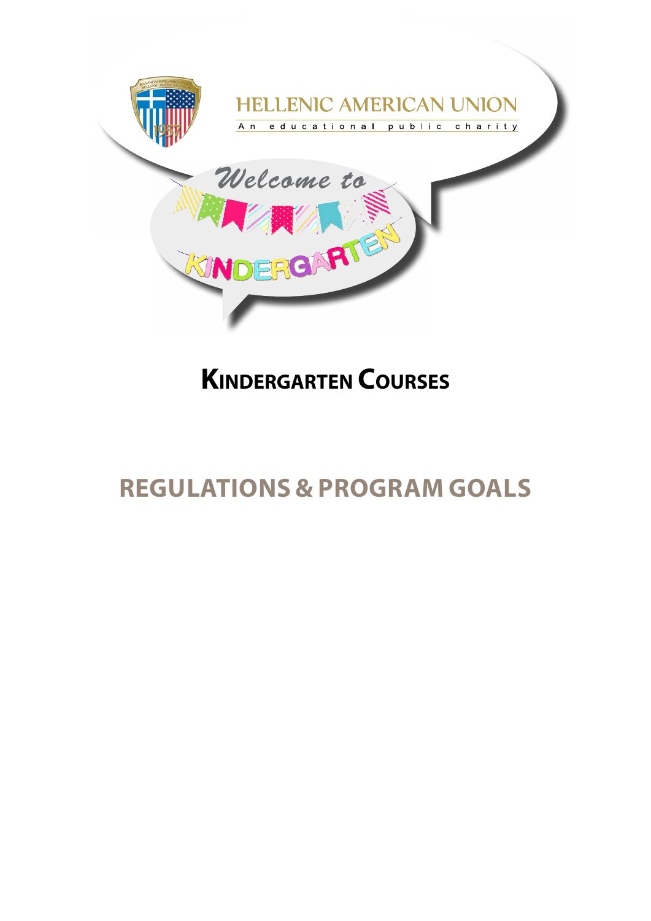HELLENIC AMERICAN UNION

An educational public charity

Welcome to

KINDERGARTEN

# Kindergarten Courses

# REGULATIONS & PROGRAM GOALS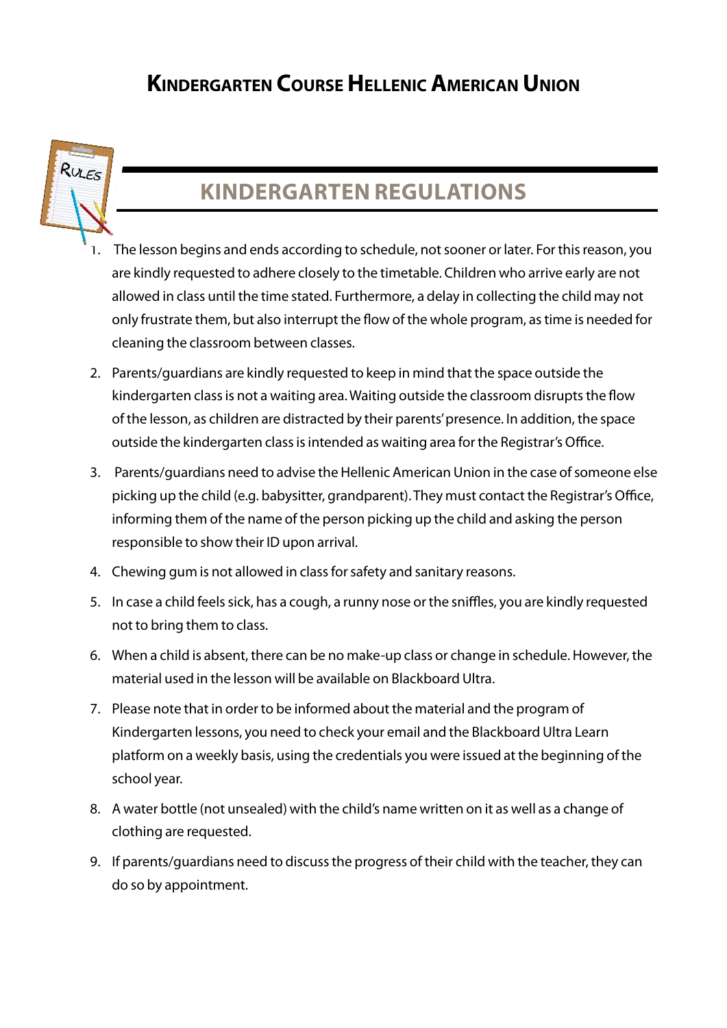# Kindergarten Course Hellenic American Union

## KINDERGARTEN REGULATIONS

1. The lesson begins and ends according to schedule, not sooner or later. For this reason, you are kindly requested to adhere closely to the timetable. Children who arrive early are not allowed in class until the time stated. Furthermore, a delay in collecting the child may not only frustrate them, but also interrupt the flow of the whole program, as time is needed for cleaning the classroom between classes.

2. Parents/guardians are kindly requested to keep in mind that the space outside the kindergarten class is not a waiting area. Waiting outside the classroom disrupts the flow of the lesson, as children are distracted by their parents' presence. In addition, the space outside the kindergarten class is intended as waiting area for the Registrar's Office.

3. Parents/guardians need to advise the Hellenic American Union in the case of someone else picking up the child (e.g. babysitter, grandparent). They must contact the Registrar's Office, informing them of the name of the person picking up the child and asking the person responsible to show their ID upon arrival.

4. Chewing gum is not allowed in class for safety and sanitary reasons.

5. In case a child feels sick, has a cough, a runny nose or the sniffles, you are kindly requested not to bring them to class.

6. When a child is absent, there can be no make-up class or change in schedule. However, the material used in the lesson will be available on Blackboard Ultra.

7. Please note that in order to be informed about the material and the program of Kindergarten lessons, you need to check your email and the Blackboard Ultra Learn platform on a weekly basis, using the credentials you were issued at the beginning of the school year.

8. A water bottle (not unsealed) with the child's name written on it as well as a change of clothing are requested.

9. If parents/guardians need to discuss the progress of their child with the teacher, they can do so by appointment.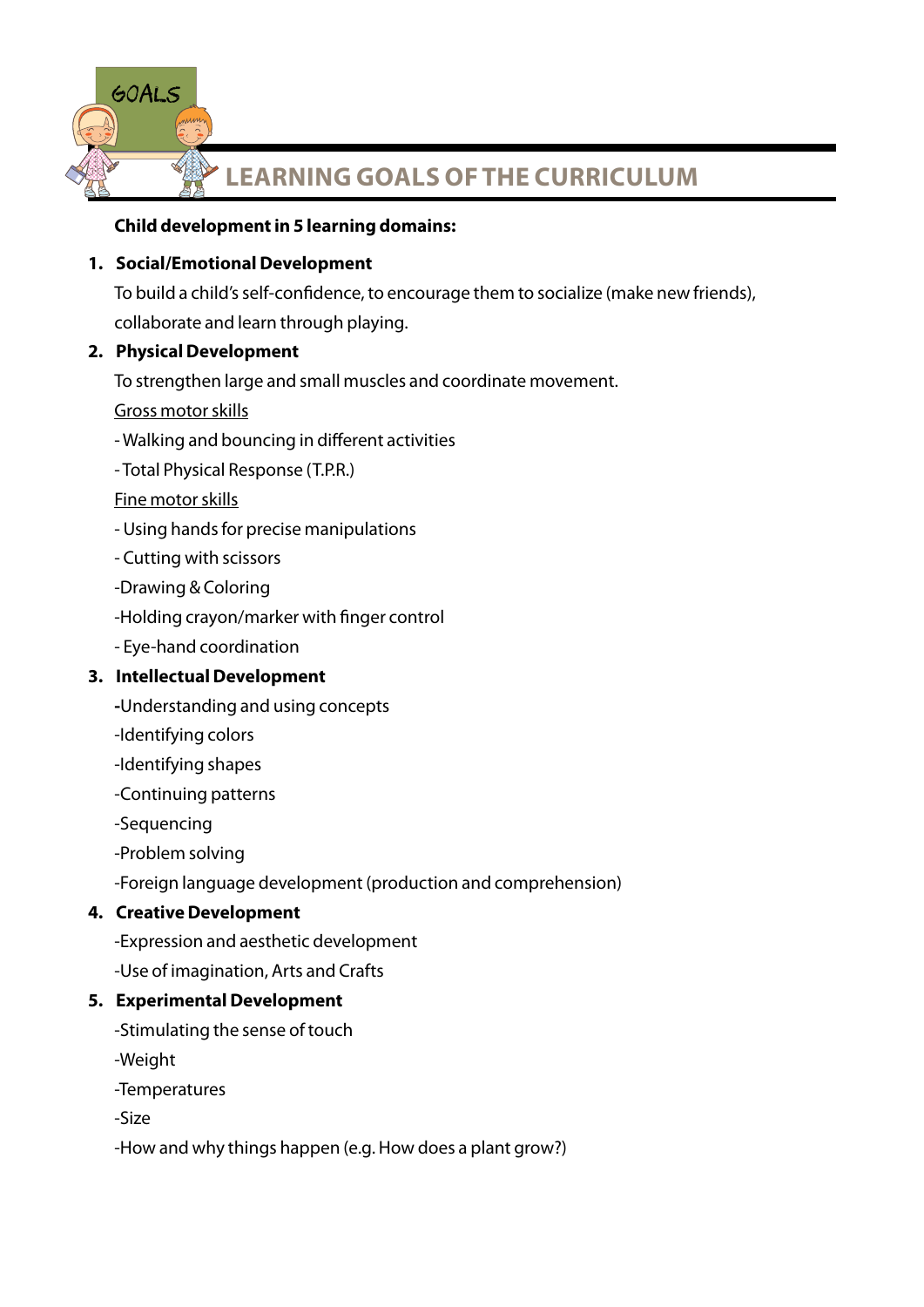# LEARNING GOALS OF THE CURRICULUM

**Child development in 5 learning domains:**

1. **Social/Emotional Development**

   To build a child's self-confidence, to encourage them to socialize (make new friends), collaborate and learn through playing.

2. **Physical Development**

   To strengthen large and small muscles and coordinate movement.

   Gross motor skills

   - Walking and bouncing in different activities
   - Total Physical Response (T.P.R.)

   Fine motor skills

   - Using hands for precise manipulations
   - Cutting with scissors
   - Drawing & Coloring
   - Holding crayon/marker with finger control
   - Eye-hand coordination

3. **Intellectual Development**

   - Understanding and using concepts
   - Identifying colors
   - Identifying shapes
   - Continuing patterns
   - Sequencing
   - Problem solving
   - Foreign language development (production and comprehension)

4. **Creative Development**

   - Expression and aesthetic development
   - Use of imagination, Arts and Crafts

5. **Experimental Development**

   - Stimulating the sense of touch
   - Weight
   - Temperatures
   - Size
   - How and why things happen (e.g. How does a plant grow?)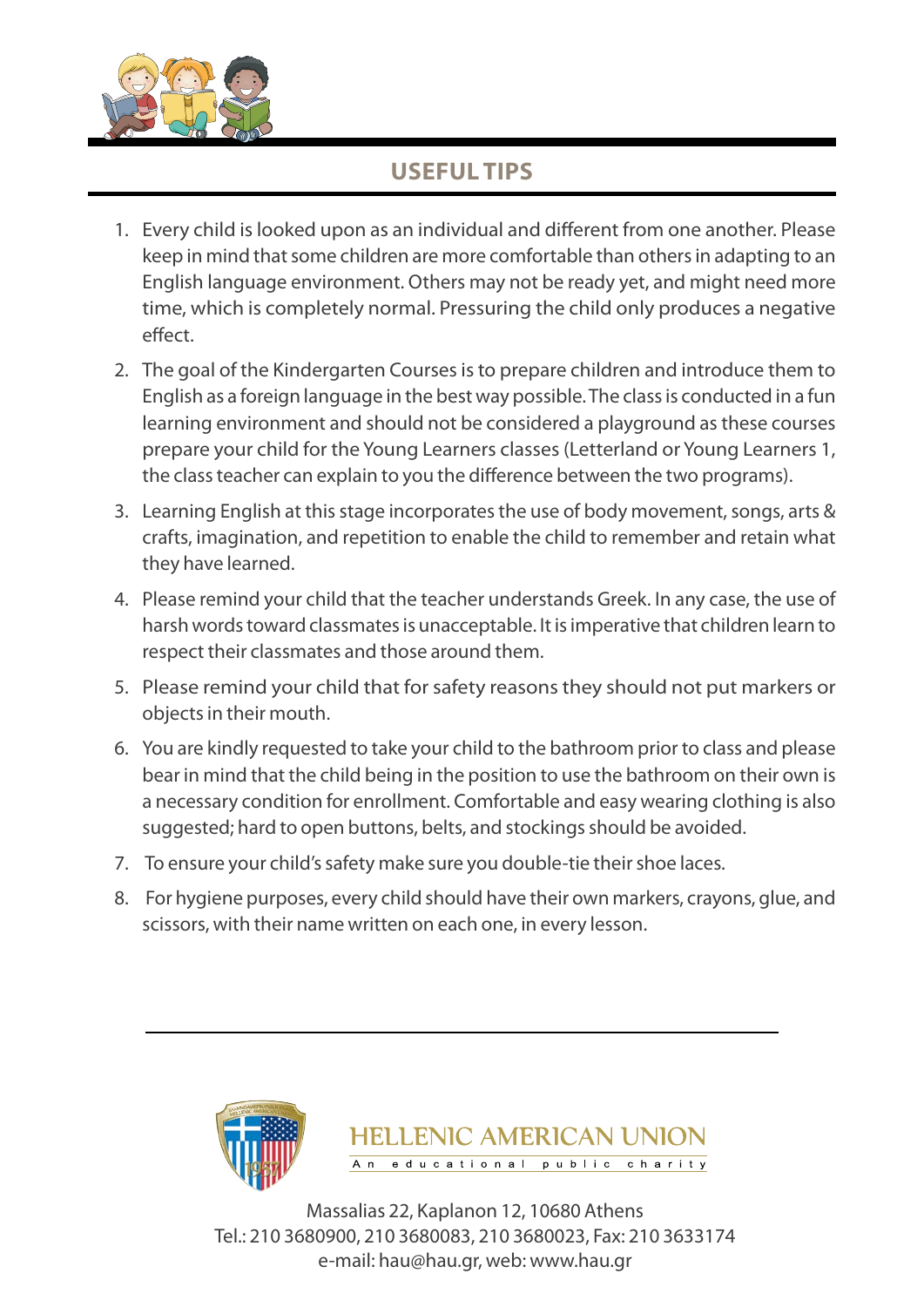## USEFUL TIPS

1. Every child is looked upon as an individual and different from one another. Please keep in mind that some children are more comfortable than others in adapting to an English language environment. Others may not be ready yet, and might need more time, which is completely normal. Pressuring the child only produces a negative effect.
2. The goal of the Kindergarten Courses is to prepare children and introduce them to English as a foreign language in the best way possible. The class is conducted in a fun learning environment and should not be considered a playground as these courses prepare your child for the Young Learners classes (Letterland or Young Learners 1, the class teacher can explain to you the difference between the two programs).
3. Learning English at this stage incorporates the use of body movement, songs, arts & crafts, imagination, and repetition to enable the child to remember and retain what they have learned.
4. Please remind your child that the teacher understands Greek. In any case, the use of harsh words toward classmates is unacceptable. It is imperative that children learn to respect their classmates and those around them.
5. Please remind your child that for safety reasons they should not put markers or objects in their mouth.
6. You are kindly requested to take your child to the bathroom prior to class and please bear in mind that the child being in the position to use the bathroom on their own is a necessary condition for enrollment. Comfortable and easy wearing clothing is also suggested; hard to open buttons, belts, and stockings should be avoided.
7. To ensure your child's safety make sure you double-tie their shoe laces.
8. For hygiene purposes, every child should have their own markers, crayons, glue, and scissors, with their name written on each one, in every lesson.

---

**HELLENIC AMERICAN UNION**

An educational public charity

Massalias 22, Kaplanon 12, 10680 Athens
Tel.: 210 3680900, 210 3680083, 210 3680023, Fax: 210 3633174
e-mail: hau@hau.gr, web: www.hau.gr